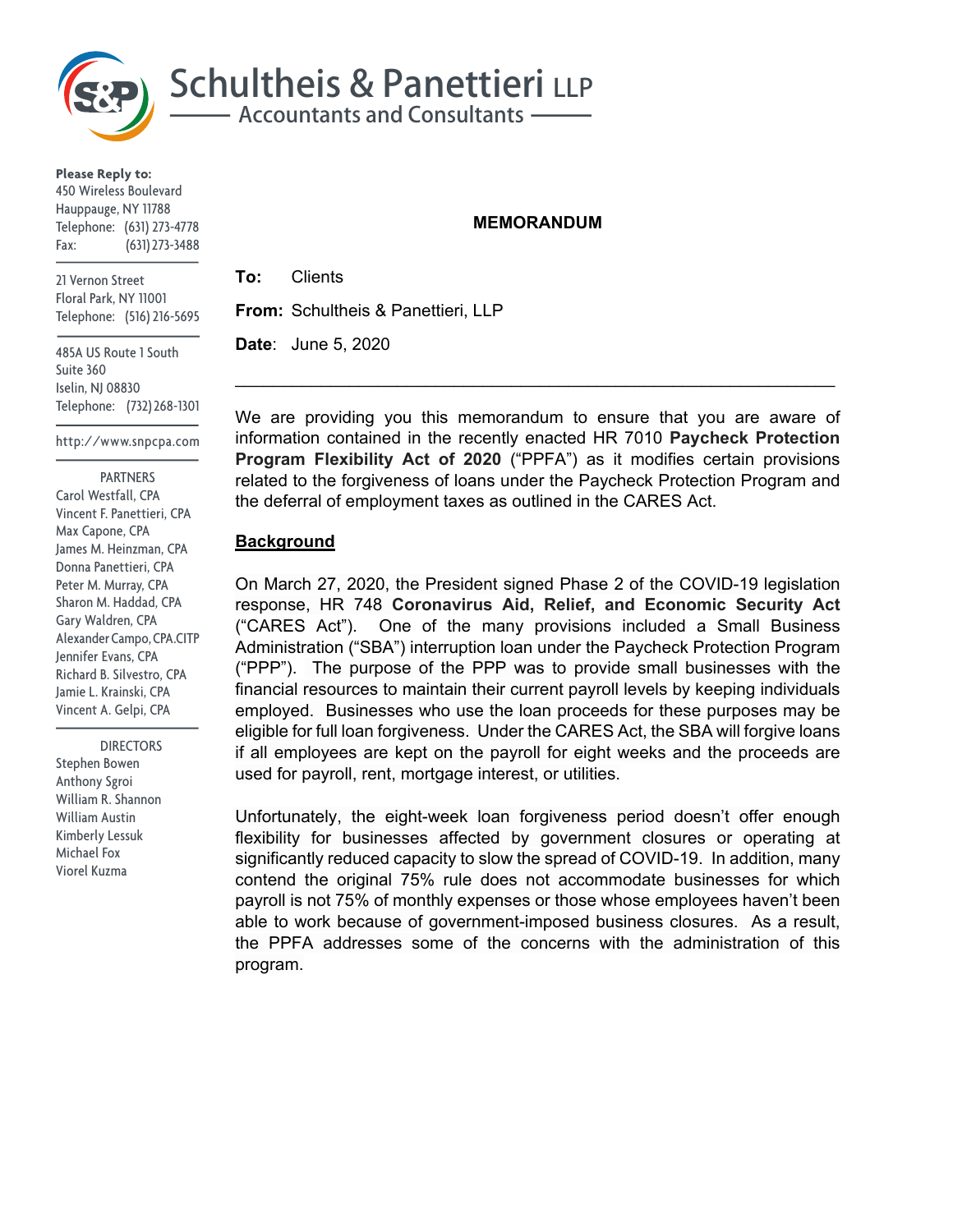# Schultheis & Panettieri LLP

Accountants and Consultants

**Please Reply to:**
450 Wireless Boulevard
Hauppauge, NY 11788
Telephone: (631) 273-4778
Fax: (631) 273-3488

21 Vernon Street
Floral Park, NY 11001
Telephone: (516) 216-5695

485A US Route 1 South
Suite 360
Iselin, NJ 08830
Telephone: (732) 268-1301

http://www.snpcpa.com

PARTNERS
Carol Westfall, CPA
Vincent F. Panettieri, CPA
Max Capone, CPA
James M. Heinzman, CPA
Donna Panettieri, CPA
Peter M. Murray, CPA
Sharon M. Haddad, CPA
Gary Waldren, CPA
Alexander Campo, CPA.CITP
Jennifer Evans, CPA
Richard B. Silvestro, CPA
Jamie L. Krainski, CPA
Vincent A. Gelpi, CPA

DIRECTORS
Stephen Bowen
Anthony Sgroi
William R. Shannon
William Austin
Kimberly Lessuk
Michael Fox
Viorel Kuzma

**MEMORANDUM**

**To:** Clients

**From:** Schultheis & Panettieri, LLP

**Date**: June 5, 2020

---

We are providing you this memorandum to ensure that you are aware of information contained in the recently enacted HR 7010 **Paycheck Protection Program Flexibility Act of 2020** ("PPFA") as it modifies certain provisions related to the forgiveness of loans under the Paycheck Protection Program and the deferral of employment taxes as outlined in the CARES Act.

## Background

On March 27, 2020, the President signed Phase 2 of the COVID-19 legislation response, HR 748 **Coronavirus Aid, Relief, and Economic Security Act** ("CARES Act"). One of the many provisions included a Small Business Administration ("SBA") interruption loan under the Paycheck Protection Program ("PPP"). The purpose of the PPP was to provide small businesses with the financial resources to maintain their current payroll levels by keeping individuals employed. Businesses who use the loan proceeds for these purposes may be eligible for full loan forgiveness. Under the CARES Act, the SBA will forgive loans if all employees are kept on the payroll for eight weeks and the proceeds are used for payroll, rent, mortgage interest, or utilities.

Unfortunately, the eight-week loan forgiveness period doesn't offer enough flexibility for businesses affected by government closures or operating at significantly reduced capacity to slow the spread of COVID-19. In addition, many contend the original 75% rule does not accommodate businesses for which payroll is not 75% of monthly expenses or those whose employees haven't been able to work because of government-imposed business closures. As a result, the PPFA addresses some of the concerns with the administration of this program.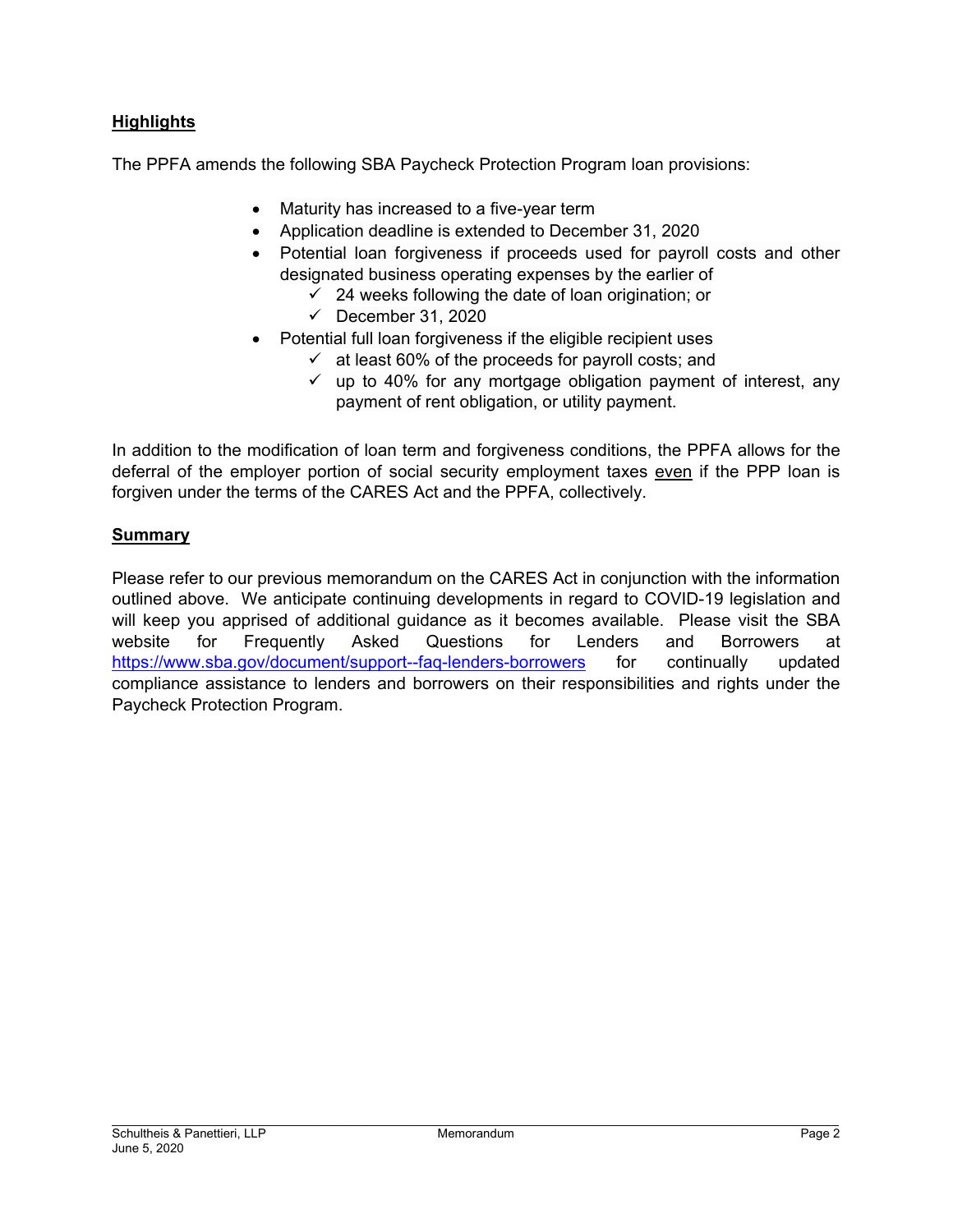**Highlights**

The PPFA amends the following SBA Paycheck Protection Program loan provisions:

- Maturity has increased to a five-year term
- Application deadline is extended to December 31, 2020
- Potential loan forgiveness if proceeds used for payroll costs and other designated business operating expenses by the earlier of
  - ✓ 24 weeks following the date of loan origination; or
  - ✓ December 31, 2020
- Potential full loan forgiveness if the eligible recipient uses
  - ✓ at least 60% of the proceeds for payroll costs; and
  - ✓ up to 40% for any mortgage obligation payment of interest, any payment of rent obligation, or utility payment.

In addition to the modification of loan term and forgiveness conditions, the PPFA allows for the deferral of the employer portion of social security employment taxes <u>even</u> if the PPP loan is forgiven under the terms of the CARES Act and the PPFA, collectively.

**Summary**

Please refer to our previous memorandum on the CARES Act in conjunction with the information outlined above. We anticipate continuing developments in regard to COVID-19 legislation and will keep you apprised of additional guidance as it becomes available. Please visit the SBA website for Frequently Asked Questions for Lenders and Borrowers at https://www.sba.gov/document/support--faq-lenders-borrowers for continually updated compliance assistance to lenders and borrowers on their responsibilities and rights under the Paycheck Protection Program.